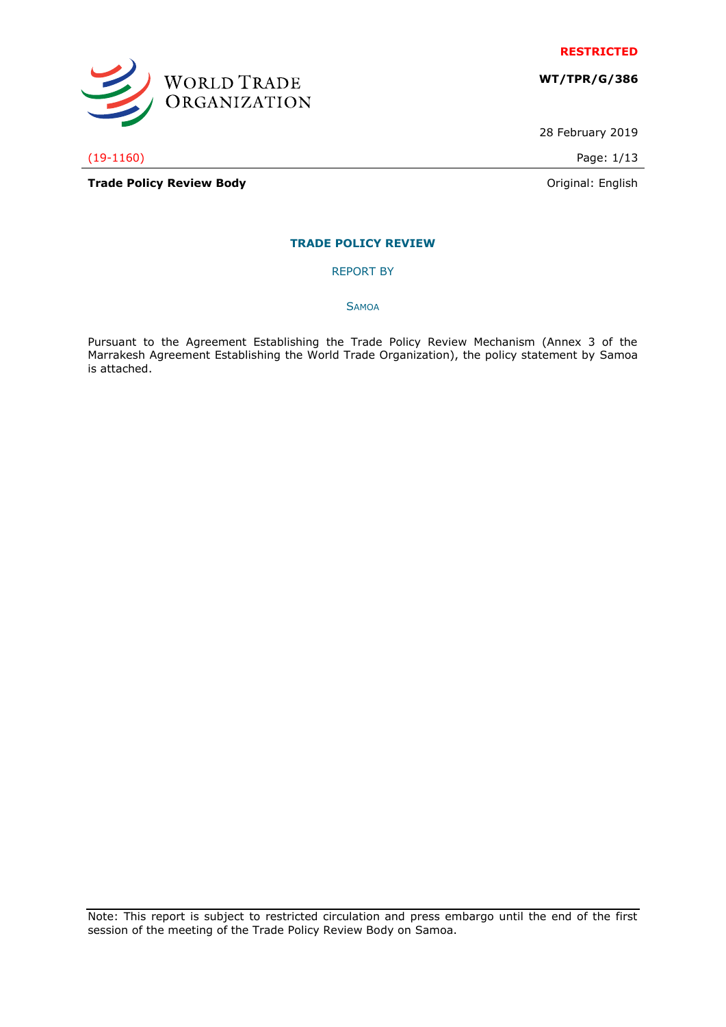**RESTRICTED**

**WT/TPR/G/386**

28 February 2019

(19-1160)

**Trade Policy Review Body**

Original: English

# TRADE POLICY REVIEW

REPORT BY

SAMOA

Pursuant to the Agreement Establishing the Trade Policy Review Mechanism (Annex 3 of the Marrakesh Agreement Establishing the World Trade Organization), the policy statement by Samoa is attached.

Note: This report is subject to restricted circulation and press embargo until the end of the first session of the meeting of the Trade Policy Review Body on Samoa.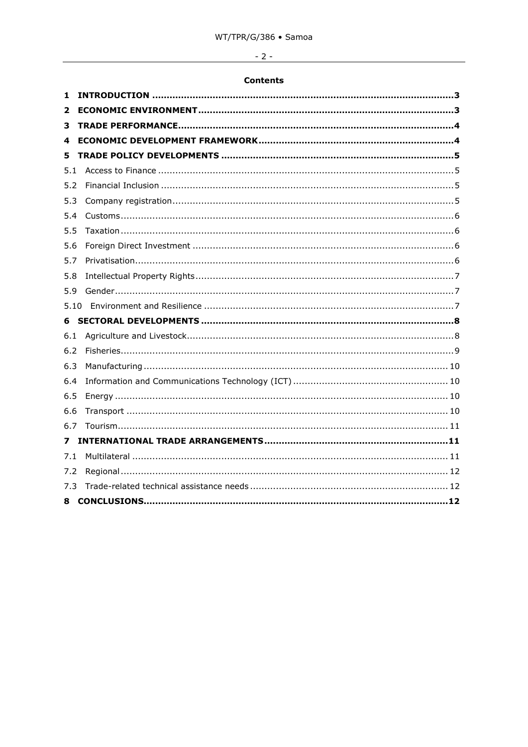**Contents**

**1 INTRODUCTION** ........................................................................................................**3**

**2 ECONOMIC ENVIRONMENT**........................................................................................**3**

**3 TRADE PERFORMANCE**..............................................................................................**4**

**4 ECONOMIC DEVELOPMENT FRAMEWORK**..................................................................**4**

**5 TRADE POLICY DEVELOPMENTS** ................................................................................**5**

5.1 Access to Finance ......................................................................................................5

5.2 Financial Inclusion .....................................................................................................5

5.3 Company registration.................................................................................................5

5.4 Customs...................................................................................................................6

5.5 Taxation...................................................................................................................6

5.6 Foreign Direct Investment ..........................................................................................6

5.7 Privatisation..............................................................................................................6

5.8 Intellectual Property Rights.........................................................................................7

5.9 Gender.....................................................................................................................7

5.10 Environment and Resilience ......................................................................................7

**6 SECTORAL DEVELOPMENTS** ......................................................................................**8**

6.1 Agriculture and Livestock............................................................................................8

6.2 Fisheries...................................................................................................................9

6.3 Manufacturing ..........................................................................................................10

6.4 Information and Communications Technology (ICT) ......................................................10

6.5 Energy ....................................................................................................................10

6.6 Transport ................................................................................................................10

6.7 Tourism...................................................................................................................11

**7 INTERNATIONAL TRADE ARRANGEMENTS**...............................................................**11**

7.1 Multilateral ..............................................................................................................11

7.2 Regional..................................................................................................................12

7.3 Trade-related technical assistance needs ....................................................................12

**8 CONCLUSIONS**........................................................................................................**12**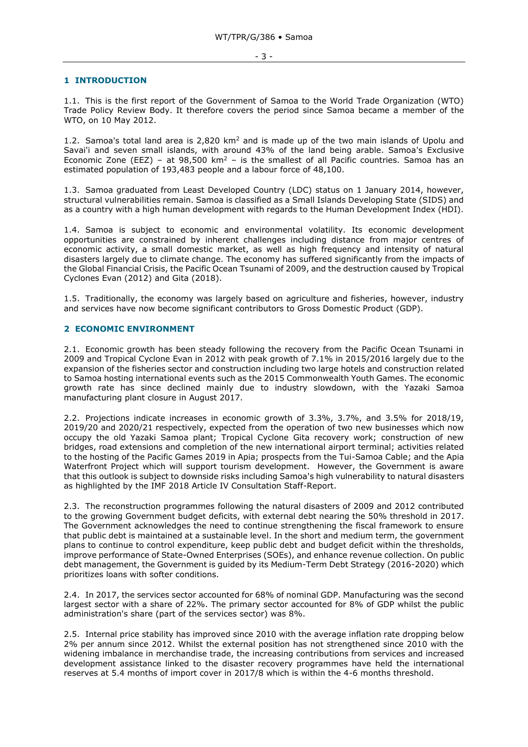## 1 INTRODUCTION

1.1. This is the first report of the Government of Samoa to the World Trade Organization (WTO) Trade Policy Review Body. It therefore covers the period since Samoa became a member of the WTO, on 10 May 2012.

1.2. Samoa's total land area is 2,820 $km^2$ and is made up of the two main islands of Upolu and Savai'i and seven small islands, with around 43% of the land being arable. Samoa's Exclusive Economic Zone (EEZ) – at 98,500 $km^2$ – is the smallest of all Pacific countries. Samoa has an estimated population of 193,483 people and a labour force of 48,100.

1.3. Samoa graduated from Least Developed Country (LDC) status on 1 January 2014, however, structural vulnerabilities remain. Samoa is classified as a Small Islands Developing State (SIDS) and as a country with a high human development with regards to the Human Development Index (HDI).

1.4. Samoa is subject to economic and environmental volatility. Its economic development opportunities are constrained by inherent challenges including distance from major centres of economic activity, a small domestic market, as well as high frequency and intensity of natural disasters largely due to climate change. The economy has suffered significantly from the impacts of the Global Financial Crisis, the Pacific Ocean Tsunami of 2009, and the destruction caused by Tropical Cyclones Evan (2012) and Gita (2018).

1.5. Traditionally, the economy was largely based on agriculture and fisheries, however, industry and services have now become significant contributors to Gross Domestic Product (GDP).

## 2 ECONOMIC ENVIRONMENT

2.1. Economic growth has been steady following the recovery from the Pacific Ocean Tsunami in 2009 and Tropical Cyclone Evan in 2012 with peak growth of 7.1% in 2015/2016 largely due to the expansion of the fisheries sector and construction including two large hotels and construction related to Samoa hosting international events such as the 2015 Commonwealth Youth Games. The economic growth rate has since declined mainly due to industry slowdown, with the Yazaki Samoa manufacturing plant closure in August 2017.

2.2. Projections indicate increases in economic growth of 3.3%, 3.7%, and 3.5% for 2018/19, 2019/20 and 2020/21 respectively, expected from the operation of two new businesses which now occupy the old Yazaki Samoa plant; Tropical Cyclone Gita recovery work; construction of new bridges, road extensions and completion of the new international airport terminal; activities related to the hosting of the Pacific Games 2019 in Apia; prospects from the Tui-Samoa Cable; and the Apia Waterfront Project which will support tourism development. However, the Government is aware that this outlook is subject to downside risks including Samoa's high vulnerability to natural disasters as highlighted by the IMF 2018 Article IV Consultation Staff-Report.

2.3. The reconstruction programmes following the natural disasters of 2009 and 2012 contributed to the growing Government budget deficits, with external debt nearing the 50% threshold in 2017. The Government acknowledges the need to continue strengthening the fiscal framework to ensure that public debt is maintained at a sustainable level. In the short and medium term, the government plans to continue to control expenditure, keep public debt and budget deficit within the thresholds, improve performance of State-Owned Enterprises (SOEs), and enhance revenue collection. On public debt management, the Government is guided by its Medium-Term Debt Strategy (2016-2020) which prioritizes loans with softer conditions.

2.4. In 2017, the services sector accounted for 68% of nominal GDP. Manufacturing was the second largest sector with a share of 22%. The primary sector accounted for 8% of GDP whilst the public administration's share (part of the services sector) was 8%.

2.5. Internal price stability has improved since 2010 with the average inflation rate dropping below 2% per annum since 2012. Whilst the external position has not strengthened since 2010 with the widening imbalance in merchandise trade, the increasing contributions from services and increased development assistance linked to the disaster recovery programmes have held the international reserves at 5.4 months of import cover in 2017/8 which is within the 4-6 months threshold.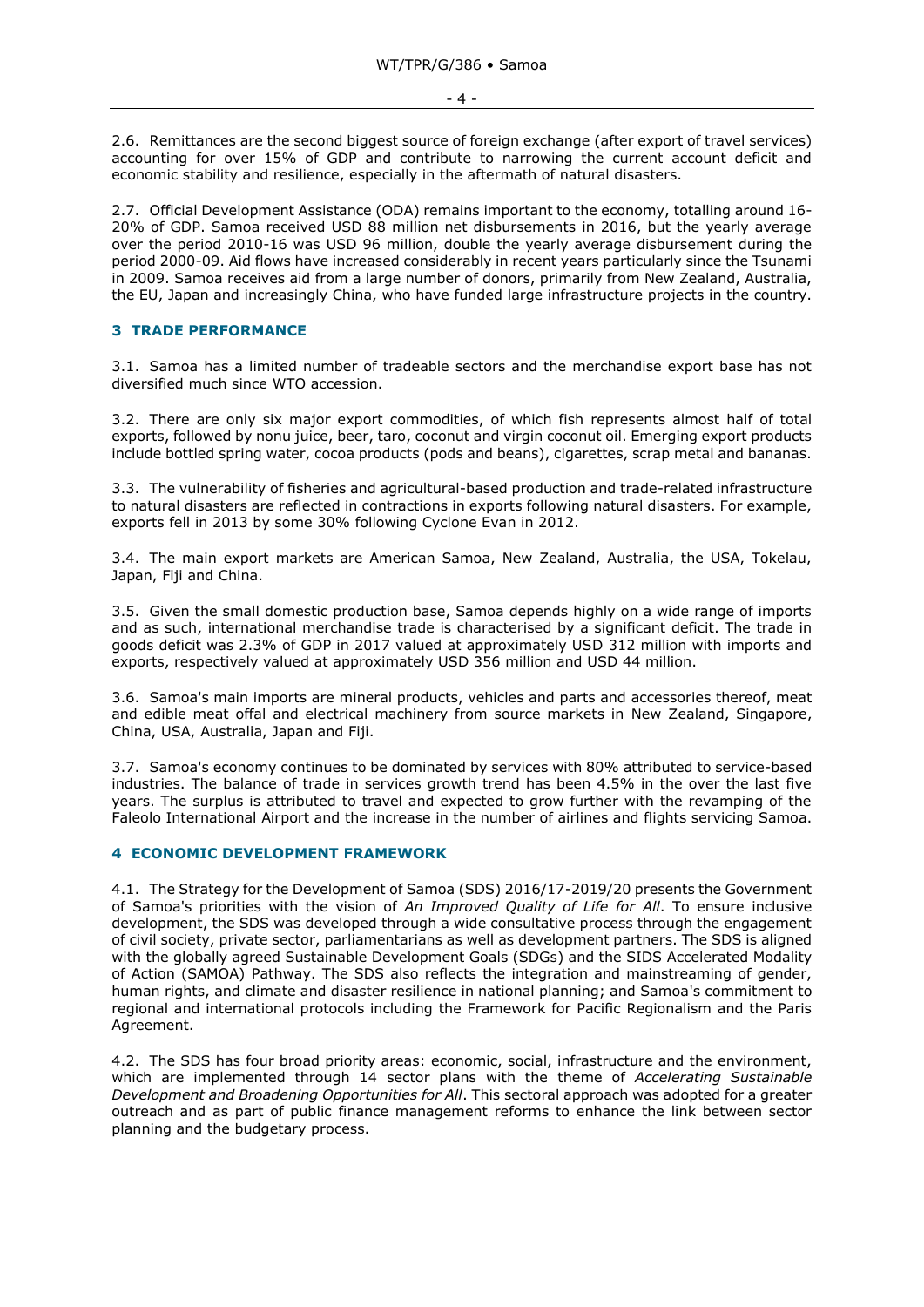2.6. Remittances are the second biggest source of foreign exchange (after export of travel services) accounting for over 15% of GDP and contribute to narrowing the current account deficit and economic stability and resilience, especially in the aftermath of natural disasters.

2.7. Official Development Assistance (ODA) remains important to the economy, totalling around 16-20% of GDP. Samoa received USD 88 million net disbursements in 2016, but the yearly average over the period 2010-16 was USD 96 million, double the yearly average disbursement during the period 2000-09. Aid flows have increased considerably in recent years particularly since the Tsunami in 2009. Samoa receives aid from a large number of donors, primarily from New Zealand, Australia, the EU, Japan and increasingly China, who have funded large infrastructure projects in the country.

## 3 TRADE PERFORMANCE

3.1. Samoa has a limited number of tradeable sectors and the merchandise export base has not diversified much since WTO accession.

3.2. There are only six major export commodities, of which fish represents almost half of total exports, followed by nonu juice, beer, taro, coconut and virgin coconut oil. Emerging export products include bottled spring water, cocoa products (pods and beans), cigarettes, scrap metal and bananas.

3.3. The vulnerability of fisheries and agricultural-based production and trade-related infrastructure to natural disasters are reflected in contractions in exports following natural disasters. For example, exports fell in 2013 by some 30% following Cyclone Evan in 2012.

3.4. The main export markets are American Samoa, New Zealand, Australia, the USA, Tokelau, Japan, Fiji and China.

3.5. Given the small domestic production base, Samoa depends highly on a wide range of imports and as such, international merchandise trade is characterised by a significant deficit. The trade in goods deficit was 2.3% of GDP in 2017 valued at approximately USD 312 million with imports and exports, respectively valued at approximately USD 356 million and USD 44 million.

3.6. Samoa's main imports are mineral products, vehicles and parts and accessories thereof, meat and edible meat offal and electrical machinery from source markets in New Zealand, Singapore, China, USA, Australia, Japan and Fiji.

3.7. Samoa's economy continues to be dominated by services with 80% attributed to service-based industries. The balance of trade in services growth trend has been 4.5% in the over the last five years. The surplus is attributed to travel and expected to grow further with the revamping of the Faleolo International Airport and the increase in the number of airlines and flights servicing Samoa.

## 4 ECONOMIC DEVELOPMENT FRAMEWORK

4.1. The Strategy for the Development of Samoa (SDS) 2016/17-2019/20 presents the Government of Samoa's priorities with the vision of *An Improved Quality of Life for All*. To ensure inclusive development, the SDS was developed through a wide consultative process through the engagement of civil society, private sector, parliamentarians as well as development partners. The SDS is aligned with the globally agreed Sustainable Development Goals (SDGs) and the SIDS Accelerated Modality of Action (SAMOA) Pathway. The SDS also reflects the integration and mainstreaming of gender, human rights, and climate and disaster resilience in national planning; and Samoa's commitment to regional and international protocols including the Framework for Pacific Regionalism and the Paris Agreement.

4.2. The SDS has four broad priority areas: economic, social, infrastructure and the environment, which are implemented through 14 sector plans with the theme of *Accelerating Sustainable Development and Broadening Opportunities for All*. This sectoral approach was adopted for a greater outreach and as part of public finance management reforms to enhance the link between sector planning and the budgetary process.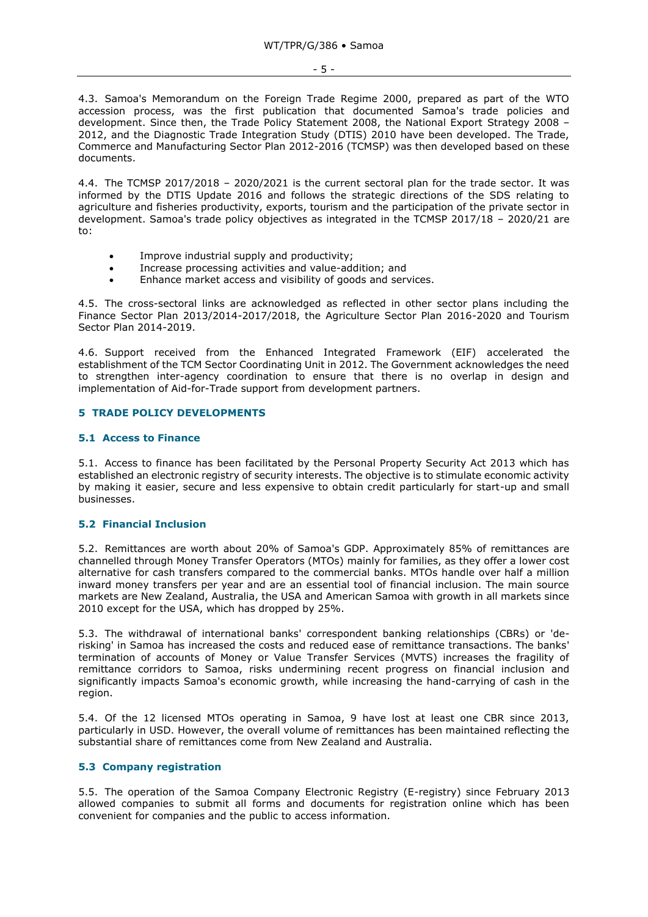4.3. Samoa's Memorandum on the Foreign Trade Regime 2000, prepared as part of the WTO accession process, was the first publication that documented Samoa's trade policies and development. Since then, the Trade Policy Statement 2008, the National Export Strategy 2008 – 2012, and the Diagnostic Trade Integration Study (DTIS) 2010 have been developed. The Trade, Commerce and Manufacturing Sector Plan 2012-2016 (TCMSP) was then developed based on these documents.

4.4. The TCMSP 2017/2018 – 2020/2021 is the current sectoral plan for the trade sector. It was informed by the DTIS Update 2016 and follows the strategic directions of the SDS relating to agriculture and fisheries productivity, exports, tourism and the participation of the private sector in development. Samoa's trade policy objectives as integrated in the TCMSP 2017/18 – 2020/21 are to:

- Improve industrial supply and productivity;
- Increase processing activities and value-addition; and
- Enhance market access and visibility of goods and services.

4.5. The cross-sectoral links are acknowledged as reflected in other sector plans including the Finance Sector Plan 2013/2014-2017/2018, the Agriculture Sector Plan 2016-2020 and Tourism Sector Plan 2014-2019.

4.6. Support received from the Enhanced Integrated Framework (EIF) accelerated the establishment of the TCM Sector Coordinating Unit in 2012. The Government acknowledges the need to strengthen inter-agency coordination to ensure that there is no overlap in design and implementation of Aid-for-Trade support from development partners.

## 5 TRADE POLICY DEVELOPMENTS

### 5.1 Access to Finance

5.1. Access to finance has been facilitated by the Personal Property Security Act 2013 which has established an electronic registry of security interests. The objective is to stimulate economic activity by making it easier, secure and less expensive to obtain credit particularly for start-up and small businesses.

### 5.2 Financial Inclusion

5.2. Remittances are worth about 20% of Samoa's GDP. Approximately 85% of remittances are channelled through Money Transfer Operators (MTOs) mainly for families, as they offer a lower cost alternative for cash transfers compared to the commercial banks. MTOs handle over half a million inward money transfers per year and are an essential tool of financial inclusion. The main source markets are New Zealand, Australia, the USA and American Samoa with growth in all markets since 2010 except for the USA, which has dropped by 25%.

5.3. The withdrawal of international banks' correspondent banking relationships (CBRs) or 'de-risking' in Samoa has increased the costs and reduced ease of remittance transactions. The banks' termination of accounts of Money or Value Transfer Services (MVTS) increases the fragility of remittance corridors to Samoa, risks undermining recent progress on financial inclusion and significantly impacts Samoa's economic growth, while increasing the hand-carrying of cash in the region.

5.4. Of the 12 licensed MTOs operating in Samoa, 9 have lost at least one CBR since 2013, particularly in USD. However, the overall volume of remittances has been maintained reflecting the substantial share of remittances come from New Zealand and Australia.

### 5.3 Company registration

5.5. The operation of the Samoa Company Electronic Registry (E-registry) since February 2013 allowed companies to submit all forms and documents for registration online which has been convenient for companies and the public to access information.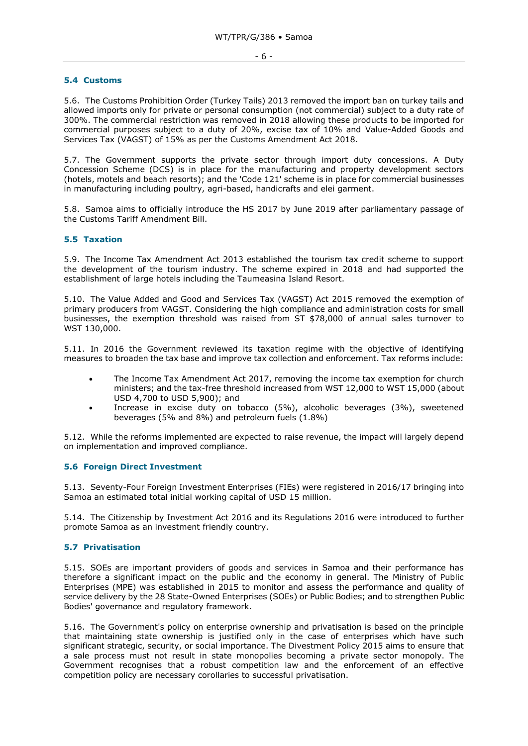### 5.4 Customs

5.6. The Customs Prohibition Order (Turkey Tails) 2013 removed the import ban on turkey tails and allowed imports only for private or personal consumption (not commercial) subject to a duty rate of 300%. The commercial restriction was removed in 2018 allowing these products to be imported for commercial purposes subject to a duty of 20%, excise tax of 10% and Value-Added Goods and Services Tax (VAGST) of 15% as per the Customs Amendment Act 2018.

5.7. The Government supports the private sector through import duty concessions. A Duty Concession Scheme (DCS) is in place for the manufacturing and property development sectors (hotels, motels and beach resorts); and the 'Code 121' scheme is in place for commercial businesses in manufacturing including poultry, agri-based, handicrafts and elei garment.

5.8. Samoa aims to officially introduce the HS 2017 by June 2019 after parliamentary passage of the Customs Tariff Amendment Bill.

### 5.5 Taxation

5.9. The Income Tax Amendment Act 2013 established the tourism tax credit scheme to support the development of the tourism industry. The scheme expired in 2018 and had supported the establishment of large hotels including the Taumeasina Island Resort.

5.10. The Value Added and Good and Services Tax (VAGST) Act 2015 removed the exemption of primary producers from VAGST. Considering the high compliance and administration costs for small businesses, the exemption threshold was raised from ST $78,000 of annual sales turnover to WST 130,000.

5.11. In 2016 the Government reviewed its taxation regime with the objective of identifying measures to broaden the tax base and improve tax collection and enforcement. Tax reforms include:

- The Income Tax Amendment Act 2017, removing the income tax exemption for church ministers; and the tax-free threshold increased from WST 12,000 to WST 15,000 (about USD 4,700 to USD 5,900); and
- Increase in excise duty on tobacco (5%), alcoholic beverages (3%), sweetened beverages (5% and 8%) and petroleum fuels (1.8%)

5.12. While the reforms implemented are expected to raise revenue, the impact will largely depend on implementation and improved compliance.

### 5.6 Foreign Direct Investment

5.13. Seventy-Four Foreign Investment Enterprises (FIEs) were registered in 2016/17 bringing into Samoa an estimated total initial working capital of USD 15 million.

5.14. The Citizenship by Investment Act 2016 and its Regulations 2016 were introduced to further promote Samoa as an investment friendly country.

### 5.7 Privatisation

5.15. SOEs are important providers of goods and services in Samoa and their performance has therefore a significant impact on the public and the economy in general. The Ministry of Public Enterprises (MPE) was established in 2015 to monitor and assess the performance and quality of service delivery by the 28 State-Owned Enterprises (SOEs) or Public Bodies; and to strengthen Public Bodies' governance and regulatory framework.

5.16. The Government's policy on enterprise ownership and privatisation is based on the principle that maintaining state ownership is justified only in the case of enterprises which have such significant strategic, security, or social importance. The Divestment Policy 2015 aims to ensure that a sale process must not result in state monopolies becoming a private sector monopoly. The Government recognises that a robust competition law and the enforcement of an effective competition policy are necessary corollaries to successful privatisation.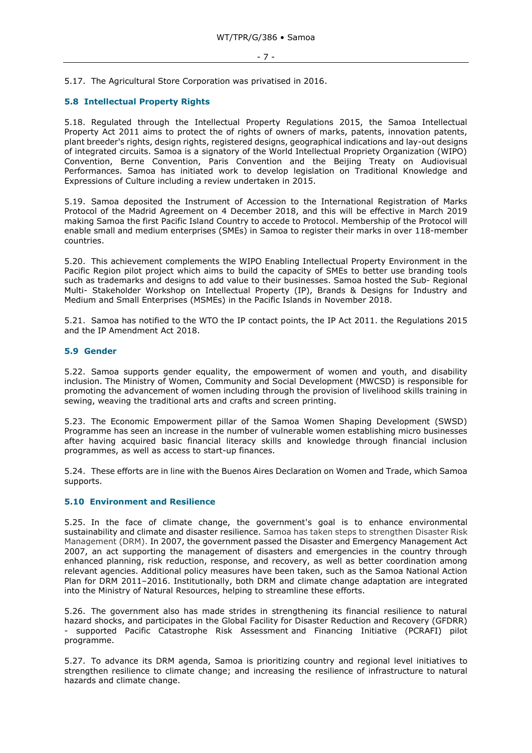5.17. The Agricultural Store Corporation was privatised in 2016.

### 5.8 Intellectual Property Rights

5.18. Regulated through the Intellectual Property Regulations 2015, the Samoa Intellectual Property Act 2011 aims to protect the of rights of owners of marks, patents, innovation patents, plant breeder's rights, design rights, registered designs, geographical indications and lay-out designs of integrated circuits. Samoa is a signatory of the World Intellectual Propriety Organization (WIPO) Convention, Berne Convention, Paris Convention and the Beijing Treaty on Audiovisual Performances. Samoa has initiated work to develop legislation on Traditional Knowledge and Expressions of Culture including a review undertaken in 2015.

5.19. Samoa deposited the Instrument of Accession to the International Registration of Marks Protocol of the Madrid Agreement on 4 December 2018, and this will be effective in March 2019 making Samoa the first Pacific Island Country to accede to Protocol. Membership of the Protocol will enable small and medium enterprises (SMEs) in Samoa to register their marks in over 118-member countries.

5.20. This achievement complements the WIPO Enabling Intellectual Property Environment in the Pacific Region pilot project which aims to build the capacity of SMEs to better use branding tools such as trademarks and designs to add value to their businesses. Samoa hosted the Sub- Regional Multi- Stakeholder Workshop on Intellectual Property (IP), Brands & Designs for Industry and Medium and Small Enterprises (MSMEs) in the Pacific Islands in November 2018.

5.21. Samoa has notified to the WTO the IP contact points, the IP Act 2011. the Regulations 2015 and the IP Amendment Act 2018.

### 5.9 Gender

5.22. Samoa supports gender equality, the empowerment of women and youth, and disability inclusion. The Ministry of Women, Community and Social Development (MWCSD) is responsible for promoting the advancement of women including through the provision of livelihood skills training in sewing, weaving the traditional arts and crafts and screen printing.

5.23. The Economic Empowerment pillar of the Samoa Women Shaping Development (SWSD) Programme has seen an increase in the number of vulnerable women establishing micro businesses after having acquired basic financial literacy skills and knowledge through financial inclusion programmes, as well as access to start-up finances.

5.24. These efforts are in line with the Buenos Aires Declaration on Women and Trade, which Samoa supports.

### 5.10 Environment and Resilience

5.25. In the face of climate change, the government's goal is to enhance environmental sustainability and climate and disaster resilience. Samoa has taken steps to strengthen Disaster Risk Management (DRM). In 2007, the government passed the Disaster and Emergency Management Act 2007, an act supporting the management of disasters and emergencies in the country through enhanced planning, risk reduction, response, and recovery, as well as better coordination among relevant agencies. Additional policy measures have been taken, such as the Samoa National Action Plan for DRM 2011–2016. Institutionally, both DRM and climate change adaptation are integrated into the Ministry of Natural Resources, helping to streamline these efforts.

5.26. The government also has made strides in strengthening its financial resilience to natural hazard shocks, and participates in the Global Facility for Disaster Reduction and Recovery (GFDRR) - supported Pacific Catastrophe Risk Assessment and Financing Initiative (PCRAFI) pilot programme.

5.27. To advance its DRM agenda, Samoa is prioritizing country and regional level initiatives to strengthen resilience to climate change; and increasing the resilience of infrastructure to natural hazards and climate change.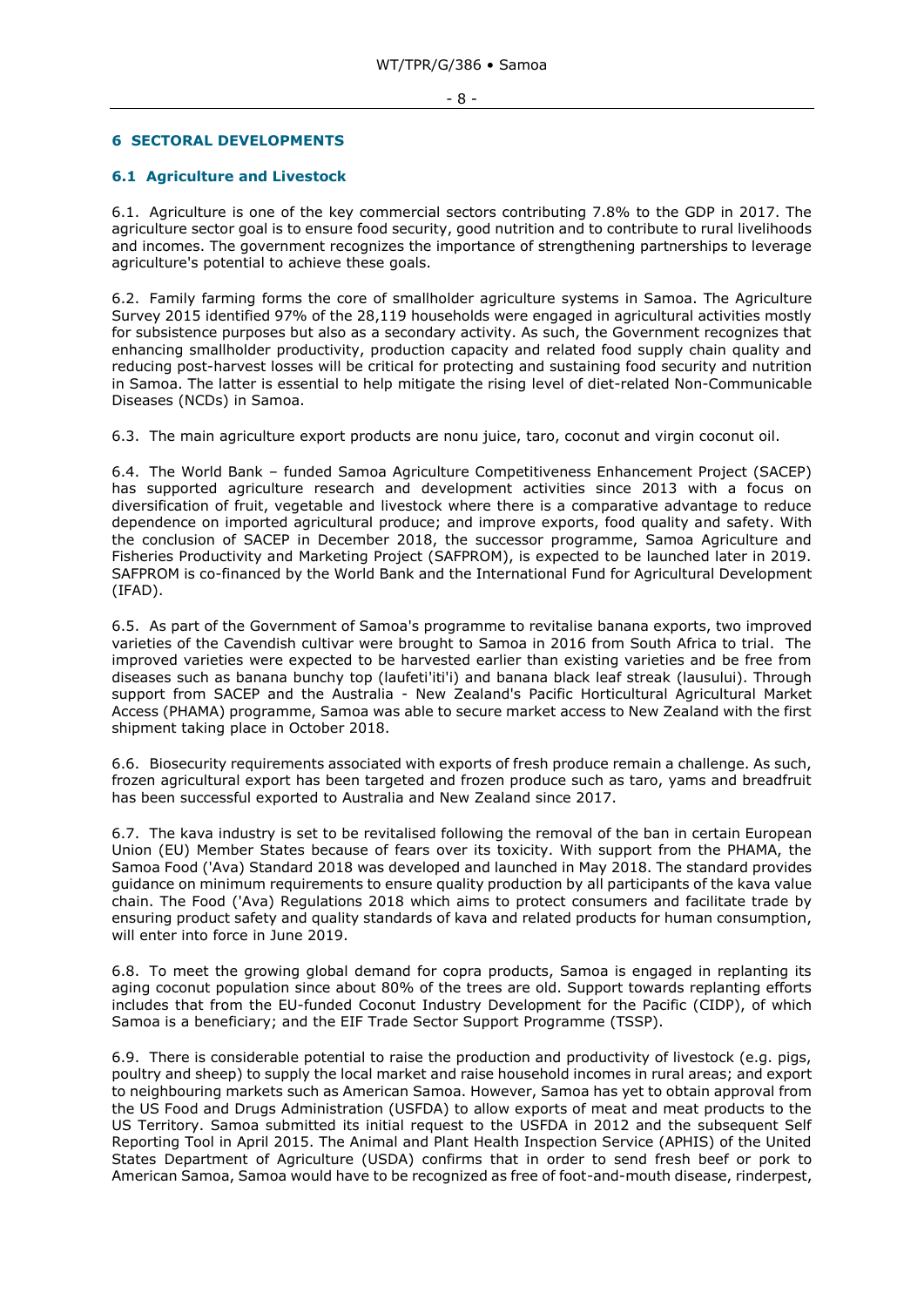## 6 SECTORAL DEVELOPMENTS

### 6.1 Agriculture and Livestock

6.1. Agriculture is one of the key commercial sectors contributing 7.8% to the GDP in 2017. The agriculture sector goal is to ensure food security, good nutrition and to contribute to rural livelihoods and incomes. The government recognizes the importance of strengthening partnerships to leverage agriculture's potential to achieve these goals.

6.2. Family farming forms the core of smallholder agriculture systems in Samoa. The Agriculture Survey 2015 identified 97% of the 28,119 households were engaged in agricultural activities mostly for subsistence purposes but also as a secondary activity. As such, the Government recognizes that enhancing smallholder productivity, production capacity and related food supply chain quality and reducing post-harvest losses will be critical for protecting and sustaining food security and nutrition in Samoa. The latter is essential to help mitigate the rising level of diet-related Non-Communicable Diseases (NCDs) in Samoa.

6.3. The main agriculture export products are nonu juice, taro, coconut and virgin coconut oil.

6.4. The World Bank – funded Samoa Agriculture Competitiveness Enhancement Project (SACEP) has supported agriculture research and development activities since 2013 with a focus on diversification of fruit, vegetable and livestock where there is a comparative advantage to reduce dependence on imported agricultural produce; and improve exports, food quality and safety. With the conclusion of SACEP in December 2018, the successor programme, Samoa Agriculture and Fisheries Productivity and Marketing Project (SAFPROM), is expected to be launched later in 2019. SAFPROM is co-financed by the World Bank and the International Fund for Agricultural Development (IFAD).

6.5. As part of the Government of Samoa's programme to revitalise banana exports, two improved varieties of the Cavendish cultivar were brought to Samoa in 2016 from South Africa to trial. The improved varieties were expected to be harvested earlier than existing varieties and be free from diseases such as banana bunchy top (laufeti'iti'i) and banana black leaf streak (lausului). Through support from SACEP and the Australia - New Zealand's Pacific Horticultural Agricultural Market Access (PHAMA) programme, Samoa was able to secure market access to New Zealand with the first shipment taking place in October 2018.

6.6. Biosecurity requirements associated with exports of fresh produce remain a challenge. As such, frozen agricultural export has been targeted and frozen produce such as taro, yams and breadfruit has been successful exported to Australia and New Zealand since 2017.

6.7. The kava industry is set to be revitalised following the removal of the ban in certain European Union (EU) Member States because of fears over its toxicity. With support from the PHAMA, the Samoa Food ('Ava) Standard 2018 was developed and launched in May 2018. The standard provides guidance on minimum requirements to ensure quality production by all participants of the kava value chain. The Food ('Ava) Regulations 2018 which aims to protect consumers and facilitate trade by ensuring product safety and quality standards of kava and related products for human consumption, will enter into force in June 2019.

6.8. To meet the growing global demand for copra products, Samoa is engaged in replanting its aging coconut population since about 80% of the trees are old. Support towards replanting efforts includes that from the EU-funded Coconut Industry Development for the Pacific (CIDP), of which Samoa is a beneficiary; and the EIF Trade Sector Support Programme (TSSP).

6.9. There is considerable potential to raise the production and productivity of livestock (e.g. pigs, poultry and sheep) to supply the local market and raise household incomes in rural areas; and export to neighbouring markets such as American Samoa. However, Samoa has yet to obtain approval from the US Food and Drugs Administration (USFDA) to allow exports of meat and meat products to the US Territory. Samoa submitted its initial request to the USFDA in 2012 and the subsequent Self Reporting Tool in April 2015. The Animal and Plant Health Inspection Service (APHIS) of the United States Department of Agriculture (USDA) confirms that in order to send fresh beef or pork to American Samoa, Samoa would have to be recognized as free of foot-and-mouth disease, rinderpest,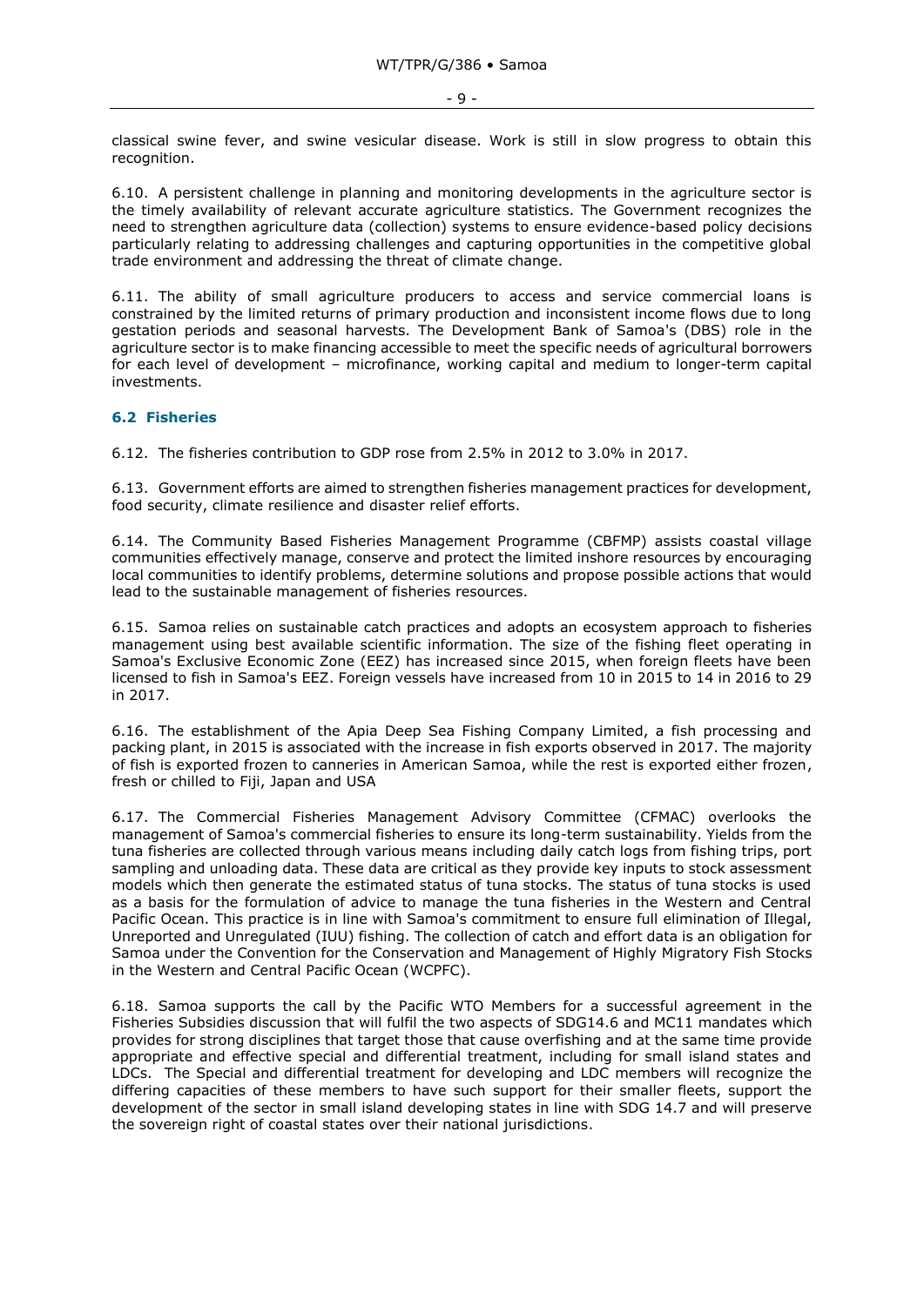classical swine fever, and swine vesicular disease. Work is still in slow progress to obtain this recognition.

6.10. A persistent challenge in planning and monitoring developments in the agriculture sector is the timely availability of relevant accurate agriculture statistics. The Government recognizes the need to strengthen agriculture data (collection) systems to ensure evidence-based policy decisions particularly relating to addressing challenges and capturing opportunities in the competitive global trade environment and addressing the threat of climate change.

6.11. The ability of small agriculture producers to access and service commercial loans is constrained by the limited returns of primary production and inconsistent income flows due to long gestation periods and seasonal harvests. The Development Bank of Samoa's (DBS) role in the agriculture sector is to make financing accessible to meet the specific needs of agricultural borrowers for each level of development – microfinance, working capital and medium to longer-term capital investments.

## 6.2 Fisheries

6.12. The fisheries contribution to GDP rose from 2.5% in 2012 to 3.0% in 2017.

6.13. Government efforts are aimed to strengthen fisheries management practices for development, food security, climate resilience and disaster relief efforts.

6.14. The Community Based Fisheries Management Programme (CBFMP) assists coastal village communities effectively manage, conserve and protect the limited inshore resources by encouraging local communities to identify problems, determine solutions and propose possible actions that would lead to the sustainable management of fisheries resources.

6.15. Samoa relies on sustainable catch practices and adopts an ecosystem approach to fisheries management using best available scientific information. The size of the fishing fleet operating in Samoa's Exclusive Economic Zone (EEZ) has increased since 2015, when foreign fleets have been licensed to fish in Samoa's EEZ. Foreign vessels have increased from 10 in 2015 to 14 in 2016 to 29 in 2017.

6.16. The establishment of the Apia Deep Sea Fishing Company Limited, a fish processing and packing plant, in 2015 is associated with the increase in fish exports observed in 2017. The majority of fish is exported frozen to canneries in American Samoa, while the rest is exported either frozen, fresh or chilled to Fiji, Japan and USA

6.17. The Commercial Fisheries Management Advisory Committee (CFMAC) overlooks the management of Samoa's commercial fisheries to ensure its long-term sustainability. Yields from the tuna fisheries are collected through various means including daily catch logs from fishing trips, port sampling and unloading data. These data are critical as they provide key inputs to stock assessment models which then generate the estimated status of tuna stocks. The status of tuna stocks is used as a basis for the formulation of advice to manage the tuna fisheries in the Western and Central Pacific Ocean. This practice is in line with Samoa's commitment to ensure full elimination of Illegal, Unreported and Unregulated (IUU) fishing. The collection of catch and effort data is an obligation for Samoa under the Convention for the Conservation and Management of Highly Migratory Fish Stocks in the Western and Central Pacific Ocean (WCPFC).

6.18. Samoa supports the call by the Pacific WTO Members for a successful agreement in the Fisheries Subsidies discussion that will fulfil the two aspects of SDG14.6 and MC11 mandates which provides for strong disciplines that target those that cause overfishing and at the same time provide appropriate and effective special and differential treatment, including for small island states and LDCs. The Special and differential treatment for developing and LDC members will recognize the differing capacities of these members to have such support for their smaller fleets, support the development of the sector in small island developing states in line with SDG 14.7 and will preserve the sovereign right of coastal states over their national jurisdictions.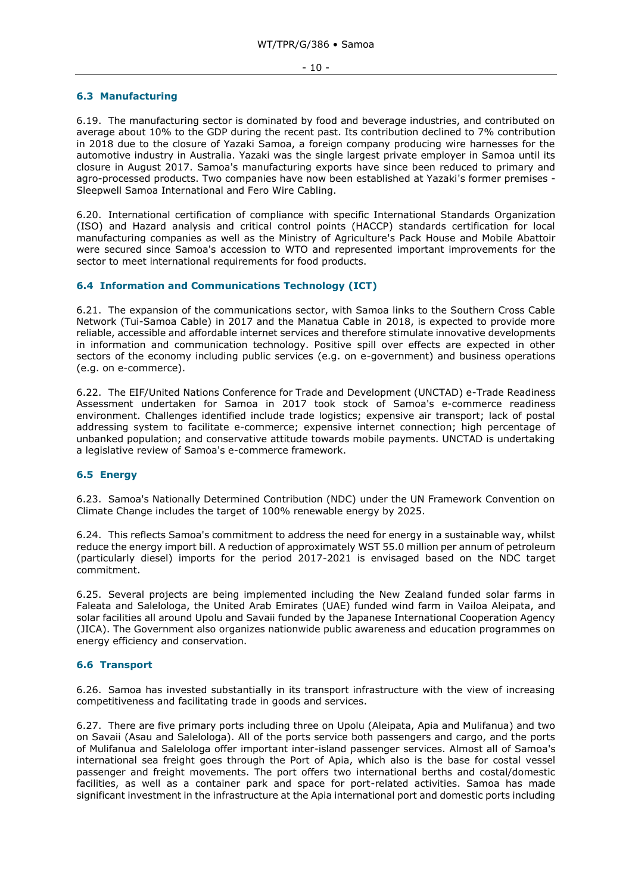### 6.3 Manufacturing

6.19. The manufacturing sector is dominated by food and beverage industries, and contributed on average about 10% to the GDP during the recent past. Its contribution declined to 7% contribution in 2018 due to the closure of Yazaki Samoa, a foreign company producing wire harnesses for the automotive industry in Australia. Yazaki was the single largest private employer in Samoa until its closure in August 2017. Samoa's manufacturing exports have since been reduced to primary and agro-processed products. Two companies have now been established at Yazaki's former premises - Sleepwell Samoa International and Fero Wire Cabling.

6.20. International certification of compliance with specific International Standards Organization (ISO) and Hazard analysis and critical control points (HACCP) standards certification for local manufacturing companies as well as the Ministry of Agriculture's Pack House and Mobile Abattoir were secured since Samoa's accession to WTO and represented important improvements for the sector to meet international requirements for food products.

### 6.4 Information and Communications Technology (ICT)

6.21. The expansion of the communications sector, with Samoa links to the Southern Cross Cable Network (Tui-Samoa Cable) in 2017 and the Manatua Cable in 2018, is expected to provide more reliable, accessible and affordable internet services and therefore stimulate innovative developments in information and communication technology. Positive spill over effects are expected in other sectors of the economy including public services (e.g. on e-government) and business operations (e.g. on e-commerce).

6.22. The EIF/United Nations Conference for Trade and Development (UNCTAD) e-Trade Readiness Assessment undertaken for Samoa in 2017 took stock of Samoa's e-commerce readiness environment. Challenges identified include trade logistics; expensive air transport; lack of postal addressing system to facilitate e-commerce; expensive internet connection; high percentage of unbanked population; and conservative attitude towards mobile payments. UNCTAD is undertaking a legislative review of Samoa's e-commerce framework.

### 6.5 Energy

6.23. Samoa's Nationally Determined Contribution (NDC) under the UN Framework Convention on Climate Change includes the target of 100% renewable energy by 2025.

6.24. This reflects Samoa's commitment to address the need for energy in a sustainable way, whilst reduce the energy import bill. A reduction of approximately WST 55.0 million per annum of petroleum (particularly diesel) imports for the period 2017-2021 is envisaged based on the NDC target commitment.

6.25. Several projects are being implemented including the New Zealand funded solar farms in Faleata and Salelologa, the United Arab Emirates (UAE) funded wind farm in Vailoa Aleipata, and solar facilities all around Upolu and Savaii funded by the Japanese International Cooperation Agency (JICA). The Government also organizes nationwide public awareness and education programmes on energy efficiency and conservation.

### 6.6 Transport

6.26. Samoa has invested substantially in its transport infrastructure with the view of increasing competitiveness and facilitating trade in goods and services.

6.27. There are five primary ports including three on Upolu (Aleipata, Apia and Mulifanua) and two on Savaii (Asau and Salelologa). All of the ports service both passengers and cargo, and the ports of Mulifanua and Salelologa offer important inter-island passenger services. Almost all of Samoa's international sea freight goes through the Port of Apia, which also is the base for costal vessel passenger and freight movements. The port offers two international berths and costal/domestic facilities, as well as a container park and space for port-related activities. Samoa has made significant investment in the infrastructure at the Apia international port and domestic ports including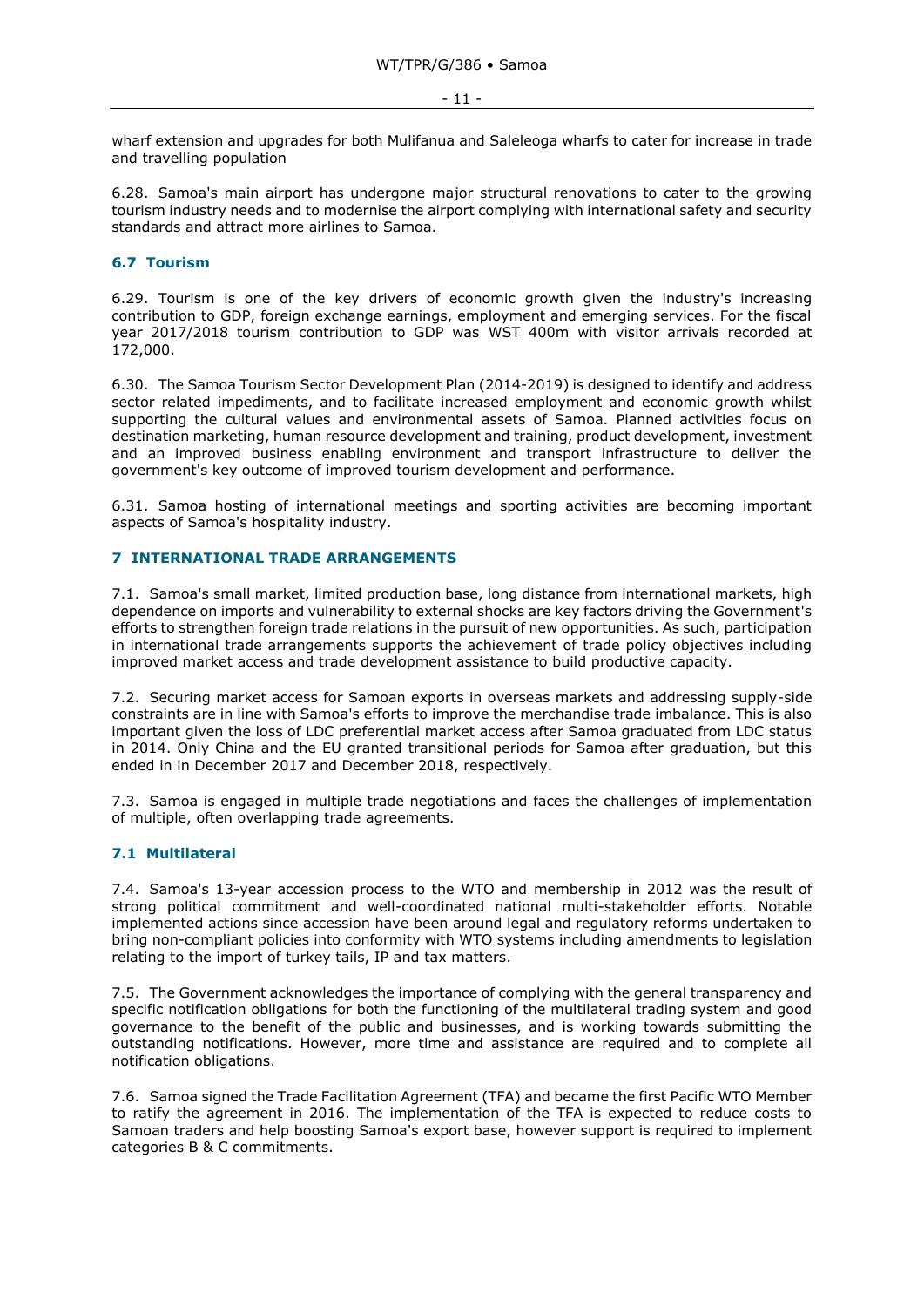wharf extension and upgrades for both Mulifanua and Saleleoga wharfs to cater for increase in trade and travelling population

6.28. Samoa's main airport has undergone major structural renovations to cater to the growing tourism industry needs and to modernise the airport complying with international safety and security standards and attract more airlines to Samoa.

### 6.7 Tourism

6.29. Tourism is one of the key drivers of economic growth given the industry's increasing contribution to GDP, foreign exchange earnings, employment and emerging services. For the fiscal year 2017/2018 tourism contribution to GDP was WST 400m with visitor arrivals recorded at 172,000.

6.30. The Samoa Tourism Sector Development Plan (2014-2019) is designed to identify and address sector related impediments, and to facilitate increased employment and economic growth whilst supporting the cultural values and environmental assets of Samoa. Planned activities focus on destination marketing, human resource development and training, product development, investment and an improved business enabling environment and transport infrastructure to deliver the government's key outcome of improved tourism development and performance.

6.31. Samoa hosting of international meetings and sporting activities are becoming important aspects of Samoa's hospitality industry.

## 7 INTERNATIONAL TRADE ARRANGEMENTS

7.1. Samoa's small market, limited production base, long distance from international markets, high dependence on imports and vulnerability to external shocks are key factors driving the Government's efforts to strengthen foreign trade relations in the pursuit of new opportunities. As such, participation in international trade arrangements supports the achievement of trade policy objectives including improved market access and trade development assistance to build productive capacity.

7.2. Securing market access for Samoan exports in overseas markets and addressing supply-side constraints are in line with Samoa's efforts to improve the merchandise trade imbalance. This is also important given the loss of LDC preferential market access after Samoa graduated from LDC status in 2014. Only China and the EU granted transitional periods for Samoa after graduation, but this ended in in December 2017 and December 2018, respectively.

7.3. Samoa is engaged in multiple trade negotiations and faces the challenges of implementation of multiple, often overlapping trade agreements.

### 7.1 Multilateral

7.4. Samoa's 13-year accession process to the WTO and membership in 2012 was the result of strong political commitment and well-coordinated national multi-stakeholder efforts. Notable implemented actions since accession have been around legal and regulatory reforms undertaken to bring non-compliant policies into conformity with WTO systems including amendments to legislation relating to the import of turkey tails, IP and tax matters.

7.5. The Government acknowledges the importance of complying with the general transparency and specific notification obligations for both the functioning of the multilateral trading system and good governance to the benefit of the public and businesses, and is working towards submitting the outstanding notifications. However, more time and assistance are required and to complete all notification obligations.

7.6. Samoa signed the Trade Facilitation Agreement (TFA) and became the first Pacific WTO Member to ratify the agreement in 2016. The implementation of the TFA is expected to reduce costs to Samoan traders and help boosting Samoa's export base, however support is required to implement categories B & C commitments.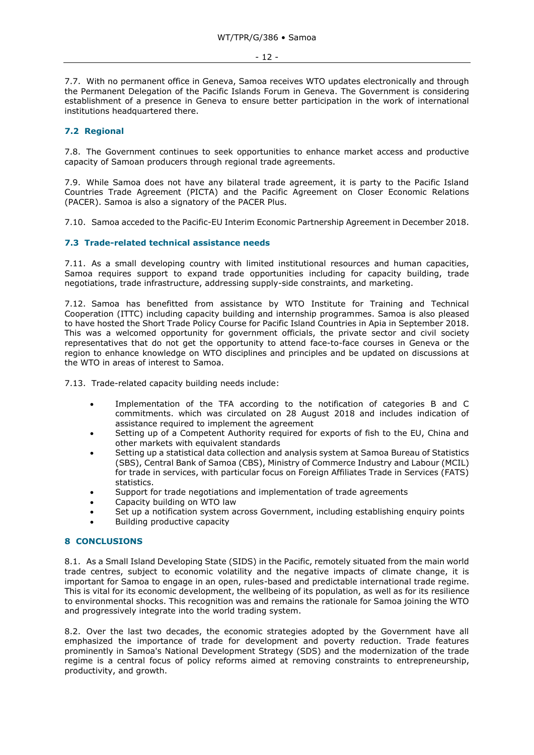7.7. With no permanent office in Geneva, Samoa receives WTO updates electronically and through the Permanent Delegation of the Pacific Islands Forum in Geneva. The Government is considering establishment of a presence in Geneva to ensure better participation in the work of international institutions headquartered there.

### 7.2 Regional

7.8. The Government continues to seek opportunities to enhance market access and productive capacity of Samoan producers through regional trade agreements.

7.9. While Samoa does not have any bilateral trade agreement, it is party to the Pacific Island Countries Trade Agreement (PICTA) and the Pacific Agreement on Closer Economic Relations (PACER). Samoa is also a signatory of the PACER Plus.

7.10. Samoa acceded to the Pacific-EU Interim Economic Partnership Agreement in December 2018.

### 7.3 Trade-related technical assistance needs

7.11. As a small developing country with limited institutional resources and human capacities, Samoa requires support to expand trade opportunities including for capacity building, trade negotiations, trade infrastructure, addressing supply-side constraints, and marketing.

7.12. Samoa has benefitted from assistance by WTO Institute for Training and Technical Cooperation (ITTC) including capacity building and internship programmes. Samoa is also pleased to have hosted the Short Trade Policy Course for Pacific Island Countries in Apia in September 2018. This was a welcomed opportunity for government officials, the private sector and civil society representatives that do not get the opportunity to attend face-to-face courses in Geneva or the region to enhance knowledge on WTO disciplines and principles and be updated on discussions at the WTO in areas of interest to Samoa.

7.13. Trade-related capacity building needs include:

- Implementation of the TFA according to the notification of categories B and C commitments. which was circulated on 28 August 2018 and includes indication of assistance required to implement the agreement
- Setting up of a Competent Authority required for exports of fish to the EU, China and other markets with equivalent standards
- Setting up a statistical data collection and analysis system at Samoa Bureau of Statistics (SBS), Central Bank of Samoa (CBS), Ministry of Commerce Industry and Labour (MCIL) for trade in services, with particular focus on Foreign Affiliates Trade in Services (FATS) statistics.
- Support for trade negotiations and implementation of trade agreements
- Capacity building on WTO law
- Set up a notification system across Government, including establishing enquiry points
- Building productive capacity

## 8 CONCLUSIONS

8.1. As a Small Island Developing State (SIDS) in the Pacific, remotely situated from the main world trade centres, subject to economic volatility and the negative impacts of climate change, it is important for Samoa to engage in an open, rules-based and predictable international trade regime. This is vital for its economic development, the wellbeing of its population, as well as for its resilience to environmental shocks. This recognition was and remains the rationale for Samoa joining the WTO and progressively integrate into the world trading system.

8.2. Over the last two decades, the economic strategies adopted by the Government have all emphasized the importance of trade for development and poverty reduction. Trade features prominently in Samoa's National Development Strategy (SDS) and the modernization of the trade regime is a central focus of policy reforms aimed at removing constraints to entrepreneurship, productivity, and growth.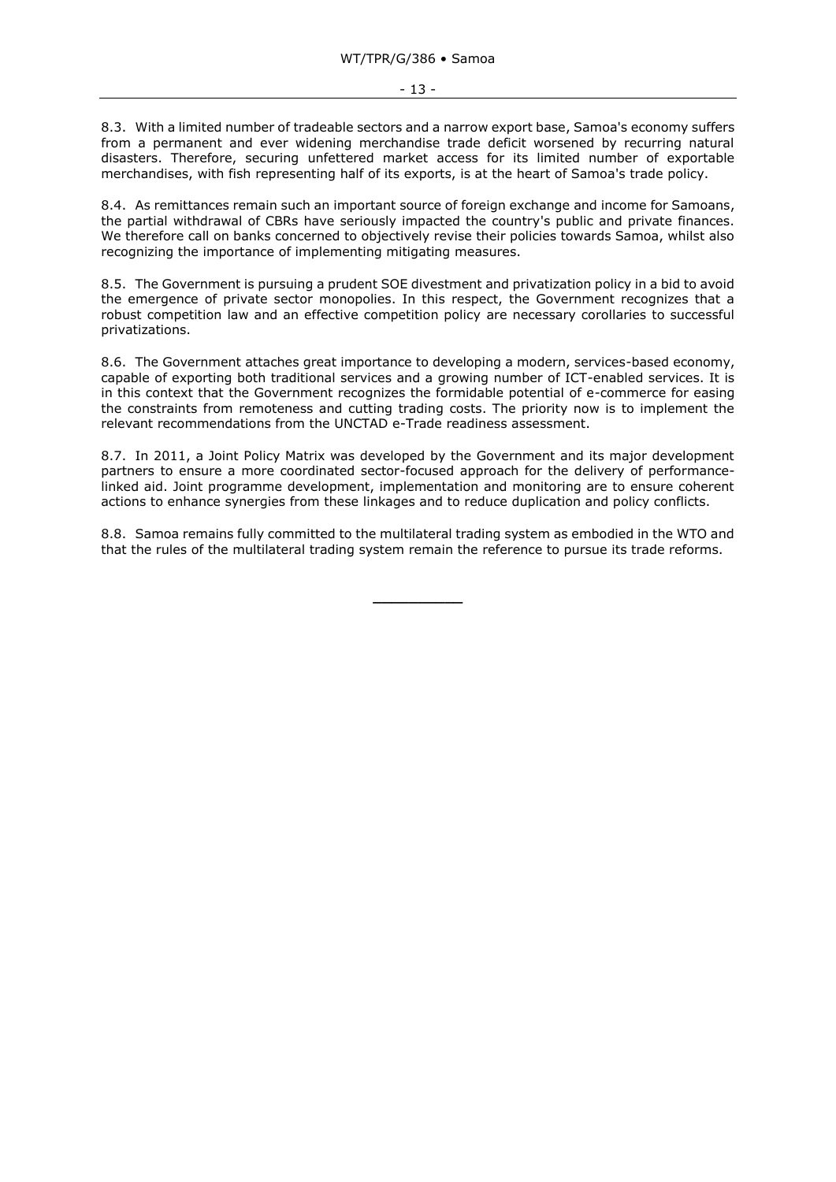8.3. With a limited number of tradeable sectors and a narrow export base, Samoa's economy suffers from a permanent and ever widening merchandise trade deficit worsened by recurring natural disasters. Therefore, securing unfettered market access for its limited number of exportable merchandises, with fish representing half of its exports, is at the heart of Samoa's trade policy.

8.4. As remittances remain such an important source of foreign exchange and income for Samoans, the partial withdrawal of CBRs have seriously impacted the country's public and private finances. We therefore call on banks concerned to objectively revise their policies towards Samoa, whilst also recognizing the importance of implementing mitigating measures.

8.5. The Government is pursuing a prudent SOE divestment and privatization policy in a bid to avoid the emergence of private sector monopolies. In this respect, the Government recognizes that a robust competition law and an effective competition policy are necessary corollaries to successful privatizations.

8.6. The Government attaches great importance to developing a modern, services-based economy, capable of exporting both traditional services and a growing number of ICT-enabled services. It is in this context that the Government recognizes the formidable potential of e-commerce for easing the constraints from remoteness and cutting trading costs. The priority now is to implement the relevant recommendations from the UNCTAD e-Trade readiness assessment.

8.7. In 2011, a Joint Policy Matrix was developed by the Government and its major development partners to ensure a more coordinated sector-focused approach for the delivery of performance-linked aid. Joint programme development, implementation and monitoring are to ensure coherent actions to enhance synergies from these linkages and to reduce duplication and policy conflicts.

8.8. Samoa remains fully committed to the multilateral trading system as embodied in the WTO and that the rules of the multilateral trading system remain the reference to pursue its trade reforms.